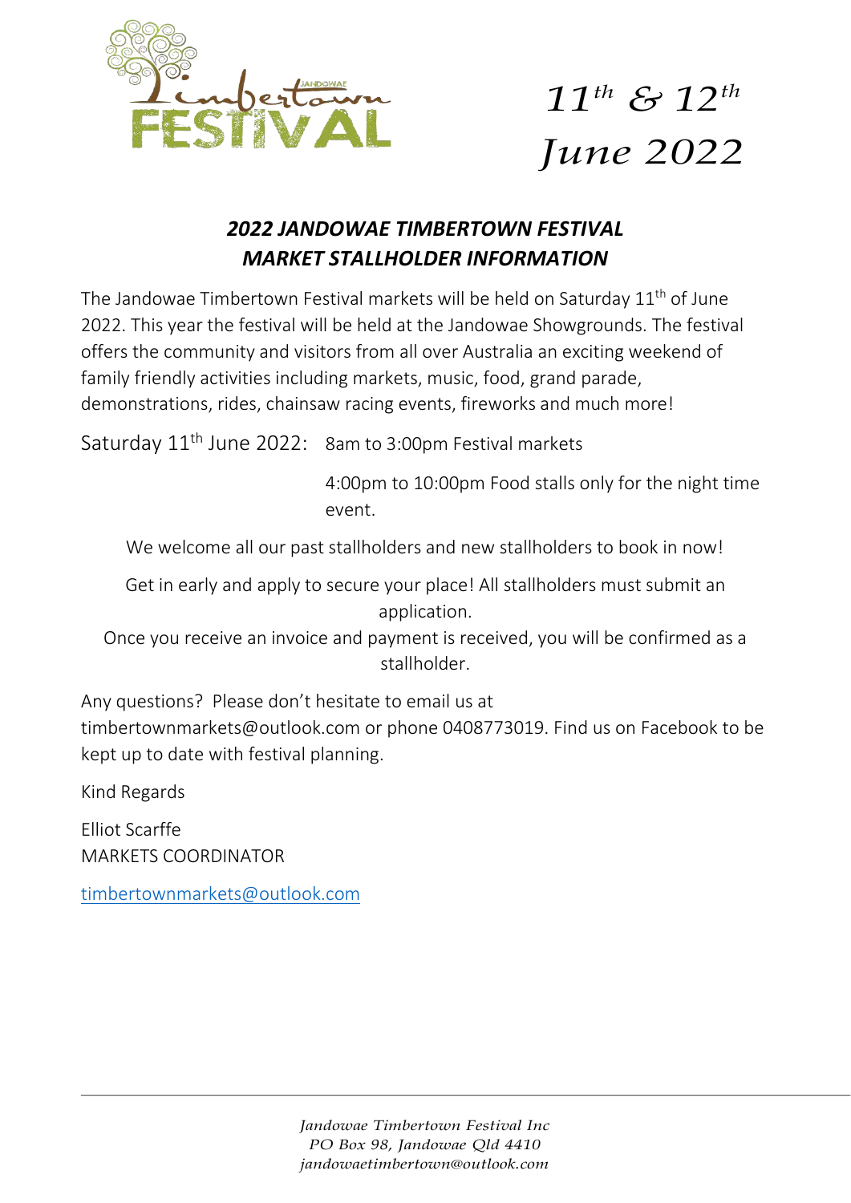# *11th & 12th June 2022*

## *2022 JANDOWAE TIMBERTOWN FESTIVAL MARKET STALLHOLDER INFORMATION*

The Jandowae Timbertown Festival markets will be held on Saturday 11th of June 2022. This year the festival will be held at the Jandowae Showgrounds. The festival offers the community and visitors from all over Australia an exciting weekend of family friendly activities including markets, music, food, grand parade, demonstrations, rides, chainsaw racing events, fireworks and much more!

Saturday 11th June 2022: 8am to 3:00pm Festival markets

4:00pm to 10:00pm Food stalls only for the night time event.

We welcome all our past stallholders and new stallholders to book in now!

Get in early and apply to secure your place! All stallholders must submit an application.

Once you receive an invoice and payment is received, you will be confirmed as a stallholder.

Any questions? Please don't hesitate to email us at timbertownmarkets@outlook.com or phone 0408773019. Find us on Facebook to be kept up to date with festival planning.

Kind Regards

Elliot Scarffe
MARKETS COORDINATOR

timbertownmarkets@outlook.com

*Jandowae Timbertown Festival Inc*
*PO Box 98, Jandowae Qld 4410*
*jandowaetimbertown@outlook.com*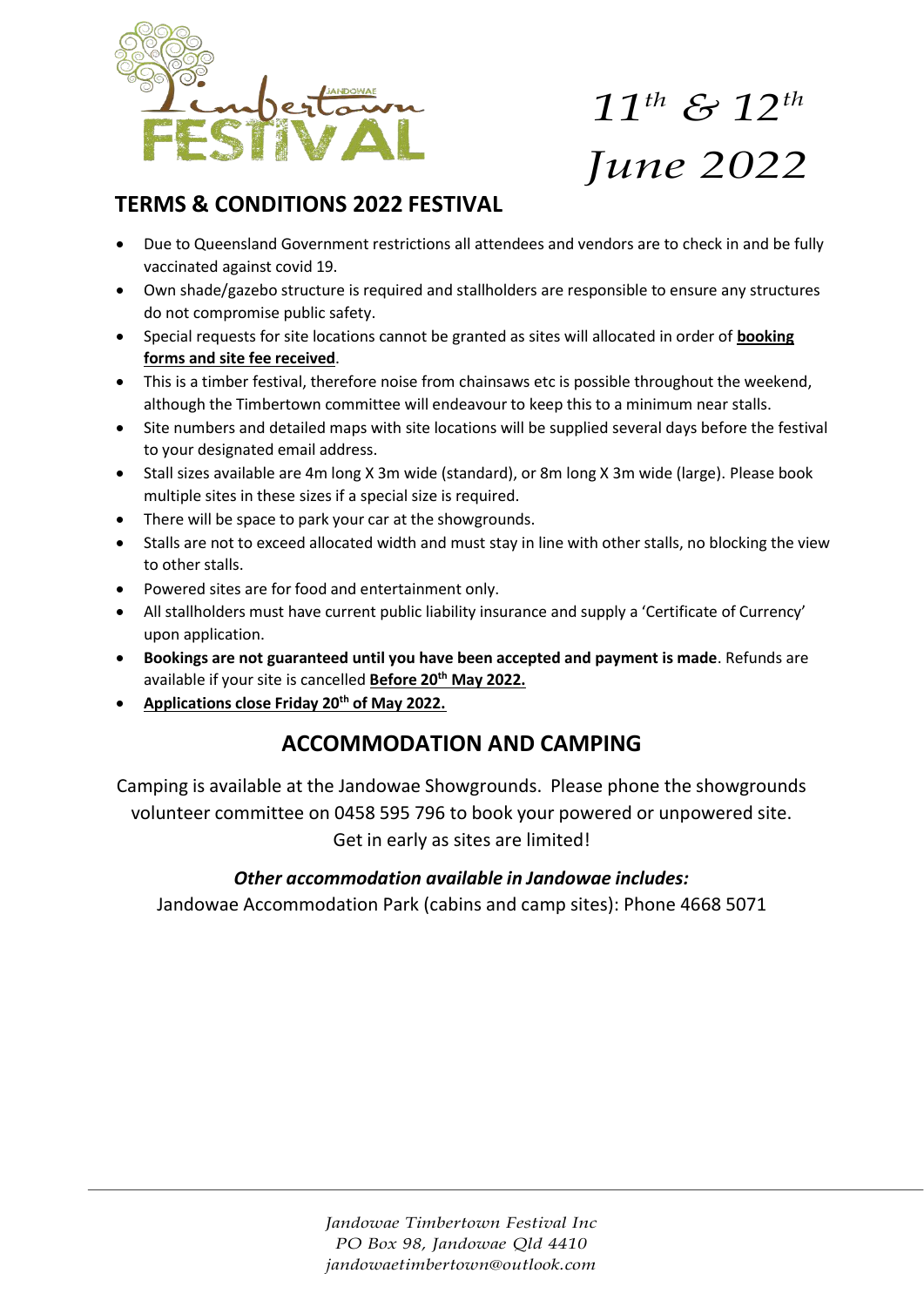*11th & 12th June 2022*

## TERMS & CONDITIONS 2022 FESTIVAL

- Due to Queensland Government restrictions all attendees and vendors are to check in and be fully vaccinated against covid 19.
- Own shade/gazebo structure is required and stallholders are responsible to ensure any structures do not compromise public safety.
- Special requests for site locations cannot be granted as sites will allocated in order of **booking forms and site fee received**.
- This is a timber festival, therefore noise from chainsaws etc is possible throughout the weekend, although the Timbertown committee will endeavour to keep this to a minimum near stalls.
- Site numbers and detailed maps with site locations will be supplied several days before the festival to your designated email address.
- Stall sizes available are 4m long X 3m wide (standard), or 8m long X 3m wide (large). Please book multiple sites in these sizes if a special size is required.
- There will be space to park your car at the showgrounds.
- Stalls are not to exceed allocated width and must stay in line with other stalls, no blocking the view to other stalls.
- Powered sites are for food and entertainment only.
- All stallholders must have current public liability insurance and supply a 'Certificate of Currency' upon application.
- **Bookings are not guaranteed until you have been accepted and payment is made**. Refunds are available if your site is cancelled **Before 20th May 2022.**
- **Applications close Friday 20th of May 2022.**

## ACCOMMODATION AND CAMPING

Camping is available at the Jandowae Showgrounds. Please phone the showgrounds volunteer committee on 0458 595 796 to book your powered or unpowered site. Get in early as sites are limited!

***Other accommodation available in Jandowae includes:***

Jandowae Accommodation Park (cabins and camp sites): Phone 4668 5071

*Jandowae Timbertown Festival Inc*
*PO Box 98, Jandowae Qld 4410*
*jandowaetimbertown@outlook.com*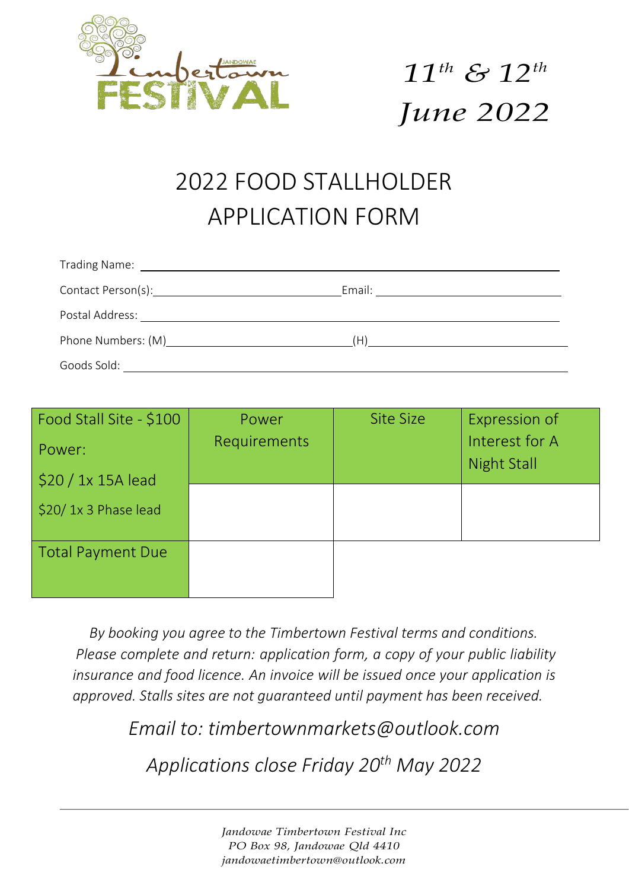Jandowae Timbertown FESTIVAL

*11th & 12th June 2022*

# 2022 FOOD STALLHOLDER APPLICATION FORM

Trading Name: ______________________________

Contact Person(s): ______________________________ Email: ______________________________

Postal Address: ______________________________

Phone Numbers: (M) ______________________________ (H) ______________________________

Goods Sold: ______________________________

| Food Stall Site - $100<br>Power:<br>$20 / 1x 15A lead<br>$20/ 1x 3 Phase lead | Power Requirements | Site Size | Expression of Interest for A Night Stall |
|---|---|---|---|
| | | | |
| Total Payment Due | | | |

*By booking you agree to the Timbertown Festival terms and conditions. Please complete and return: application form, a copy of your public liability insurance and food licence. An invoice will be issued once your application is approved. Stalls sites are not guaranteed until payment has been received.*

*Email to: timbertownmarkets@outlook.com*

*Applications close Friday 20th May 2022*

*Jandowae Timbertown Festival Inc*
*PO Box 98, Jandowae Qld 4410*
*jandowaetimbertown@outlook.com*